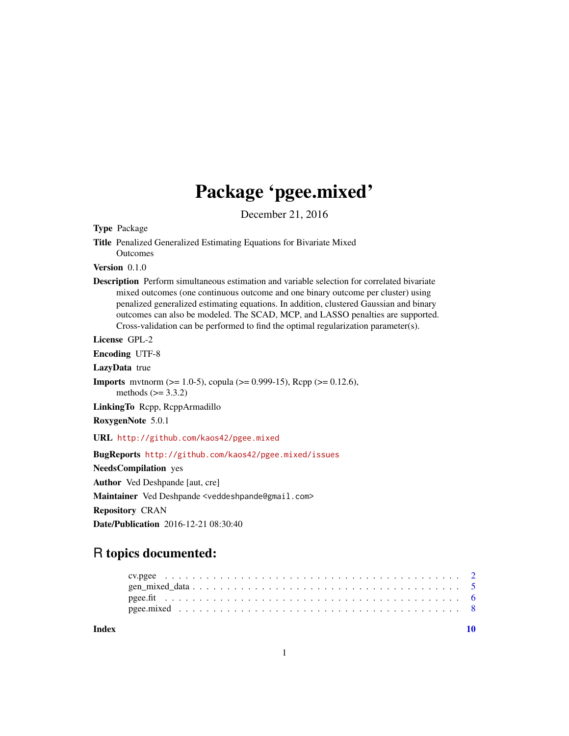# Package 'pgee.mixed'

December 21, 2016

**Type** Package

**Title** Penalized Generalized Estimating Equations for Bivariate Mixed Outcomes

**Version** 0.1.0

**Description** Perform simultaneous estimation and variable selection for correlated bivariate mixed outcomes (one continuous outcome and one binary outcome per cluster) using penalized generalized estimating equations. In addition, clustered Gaussian and binary outcomes can also be modeled. The SCAD, MCP, and LASSO penalties are supported. Cross-validation can be performed to find the optimal regularization parameter(s).

**License** GPL-2

**Encoding** UTF-8

**LazyData** true

**Imports** mvtnorm (>= 1.0-5), copula (>= 0.999-15), Rcpp (>= 0.12.6), methods (>= 3.3.2)

**LinkingTo** Rcpp, RcppArmadillo

**RoxygenNote** 5.0.1

**URL** http://github.com/kaos42/pgee.mixed

**BugReports** http://github.com/kaos42/pgee.mixed/issues

**NeedsCompilation** yes

**Author** Ved Deshpande [aut, cre]

**Maintainer** Ved Deshpande <veddeshpande@gmail.com>

**Repository** CRAN

**Date/Publication** 2016-12-21 08:30:40

## R topics documented:

| | |
|---|---|
| cv.pgee | 2 |
| gen_mixed_data | 5 |
| pgee.fit | 6 |
| pgee.mixed | 8 |
| **Index** | **10** |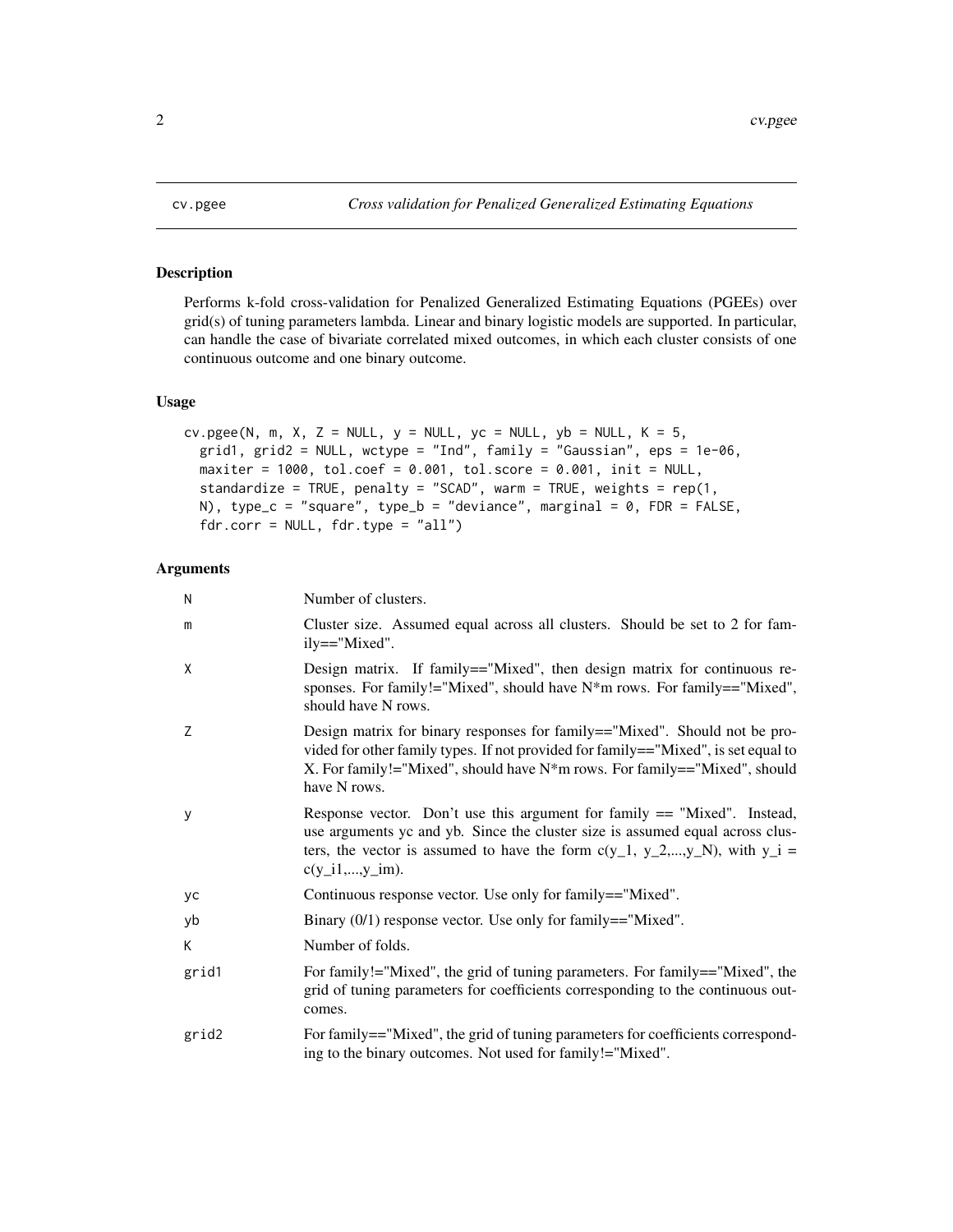# cv.pgee — *Cross validation for Penalized Generalized Estimating Equations*

## Description

Performs k-fold cross-validation for Penalized Generalized Estimating Equations (PGEEs) over grid(s) of tuning parameters lambda. Linear and binary logistic models are supported. In particular, can handle the case of bivariate correlated mixed outcomes, in which each cluster consists of one continuous outcome and one binary outcome.

## Usage

```
cv.pgee(N, m, X, Z = NULL, y = NULL, yc = NULL, yb = NULL, K = 5,
  grid1, grid2 = NULL, wctype = "Ind", family = "Gaussian", eps = 1e-06,
  maxiter = 1000, tol.coef = 0.001, tol.score = 0.001, init = NULL,
  standardize = TRUE, penalty = "SCAD", warm = TRUE, weights = rep(1,
  N), type_c = "square", type_b = "deviance", marginal = 0, FDR = FALSE,
  fdr.corr = NULL, fdr.type = "all")
```

## Arguments

| Argument | Description |
|---|---|
| N | Number of clusters. |
| m | Cluster size. Assumed equal across all clusters. Should be set to 2 for family=="Mixed". |
| X | Design matrix. If family=="Mixed", then design matrix for continuous responses. For family!="Mixed", should have N*m rows. For family=="Mixed", should have N rows. |
| Z | Design matrix for binary responses for family=="Mixed". Should not be provided for other family types. If not provided for family=="Mixed", is set equal to X. For family!="Mixed", should have N*m rows. For family=="Mixed", should have N rows. |
| y | Response vector. Don't use this argument for family == "Mixed". Instead, use arguments yc and yb. Since the cluster size is assumed equal across clusters, the vector is assumed to have the form c(y_1, y_2,...,y_N), with y_i = c(y_i1,...,y_im). |
| yc | Continuous response vector. Use only for family=="Mixed". |
| yb | Binary (0/1) response vector. Use only for family=="Mixed". |
| K | Number of folds. |
| grid1 | For family!="Mixed", the grid of tuning parameters. For family=="Mixed", the grid of tuning parameters for coefficients corresponding to the continuous outcomes. |
| grid2 | For family=="Mixed", the grid of tuning parameters for coefficients corresponding to the binary outcomes. Not used for family!="Mixed". |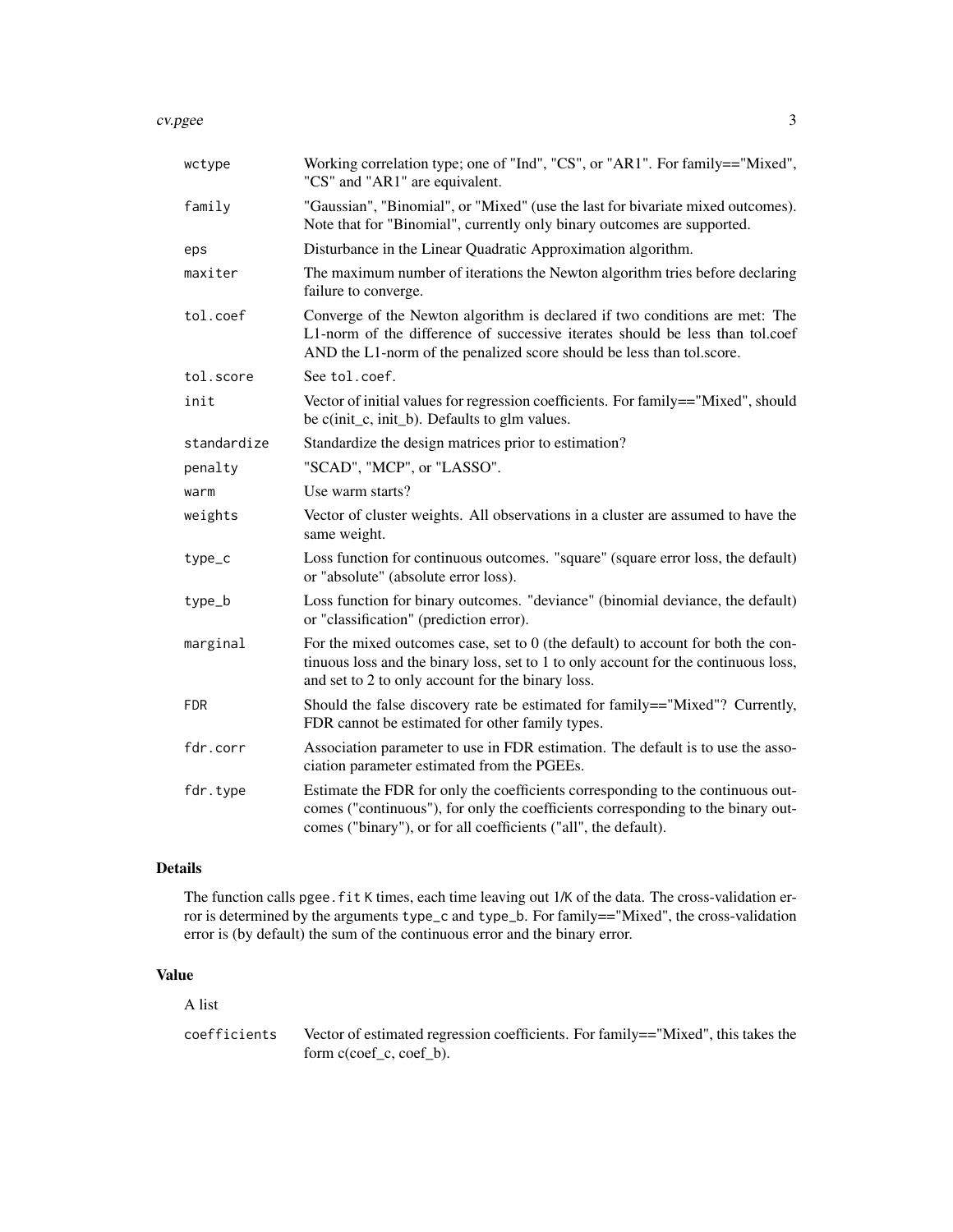| | |
|---|---|
| wctype | Working correlation type; one of "Ind", "CS", or "AR1". For family=="Mixed", "CS" and "AR1" are equivalent. |
| family | "Gaussian", "Binomial", or "Mixed" (use the last for bivariate mixed outcomes). Note that for "Binomial", currently only binary outcomes are supported. |
| eps | Disturbance in the Linear Quadratic Approximation algorithm. |
| maxiter | The maximum number of iterations the Newton algorithm tries before declaring failure to converge. |
| tol.coef | Converge of the Newton algorithm is declared if two conditions are met: The L1-norm of the difference of successive iterates should be less than tol.coef AND the L1-norm of the penalized score should be less than tol.score. |
| tol.score | See `tol.coef`. |
| init | Vector of initial values for regression coefficients. For family=="Mixed", should be c(init_c, init_b). Defaults to glm values. |
| standardize | Standardize the design matrices prior to estimation? |
| penalty | "SCAD", "MCP", or "LASSO". |
| warm | Use warm starts? |
| weights | Vector of cluster weights. All observations in a cluster are assumed to have the same weight. |
| type_c | Loss function for continuous outcomes. "square" (square error loss, the default) or "absolute" (absolute error loss). |
| type_b | Loss function for binary outcomes. "deviance" (binomial deviance, the default) or "classification" (prediction error). |
| marginal | For the mixed outcomes case, set to 0 (the default) to account for both the continuous loss and the binary loss, set to 1 to only account for the continuous loss, and set to 2 to only account for the binary loss. |
| FDR | Should the false discovery rate be estimated for family=="Mixed"? Currently, FDR cannot be estimated for other family types. |
| fdr.corr | Association parameter to use in FDR estimation. The default is to use the association parameter estimated from the PGEEs. |
| fdr.type | Estimate the FDR for only the coefficients corresponding to the continuous outcomes ("continuous"), for only the coefficients corresponding to the binary outcomes ("binary"), or for all coefficients ("all", the default). |

## Details

The function calls `pgee.fit` `K` times, each time leaving out 1/`K` of the data. The cross-validation error is determined by the arguments `type_c` and `type_b`. For family=="Mixed", the cross-validation error is (by default) the sum of the continuous error and the binary error.

## Value

A list

| | |
|---|---|
| coefficients | Vector of estimated regression coefficients. For family=="Mixed", this takes the form c(coef_c, coef_b). |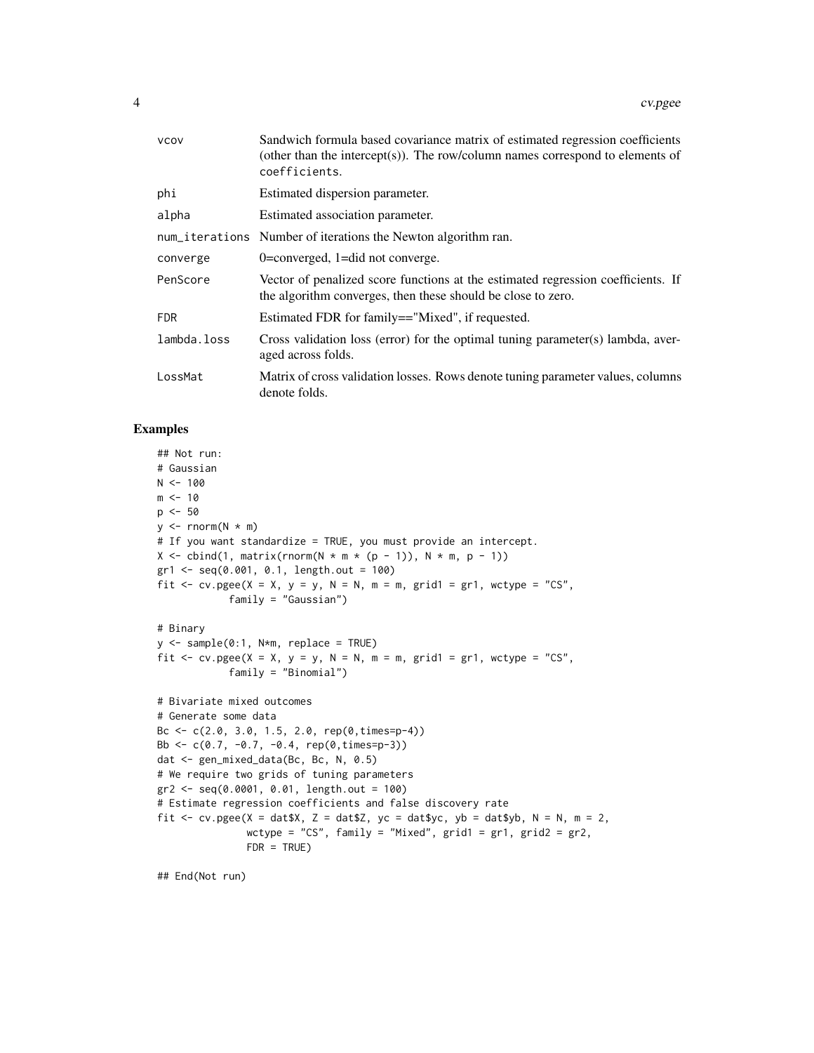| | |
|---|---|
| vcov | Sandwich formula based covariance matrix of estimated regression coefficients (other than the intercept(s)). The row/column names correspond to elements of coefficients. |
| phi | Estimated dispersion parameter. |
| alpha | Estimated association parameter. |
| num_iterations | Number of iterations the Newton algorithm ran. |
| converge | 0=converged, 1=did not converge. |
| PenScore | Vector of penalized score functions at the estimated regression coefficients. If the algorithm converges, then these should be close to zero. |
| FDR | Estimated FDR for family=="Mixed", if requested. |
| lambda.loss | Cross validation loss (error) for the optimal tuning parameter(s) lambda, averaged across folds. |
| LossMat | Matrix of cross validation losses. Rows denote tuning parameter values, columns denote folds. |

## Examples

```
## Not run:
# Gaussian
N <- 100
m <- 10
p <- 50
y <- rnorm(N * m)
# If you want standardize = TRUE, you must provide an intercept.
X <- cbind(1, matrix(rnorm(N * m * (p - 1)), N * m, p - 1))
gr1 <- seq(0.001, 0.1, length.out = 100)
fit <- cv.pgee(X = X, y = y, N = N, m = m, grid1 = gr1, wctype = "CS",
            family = "Gaussian")

# Binary
y <- sample(0:1, N*m, replace = TRUE)
fit <- cv.pgee(X = X, y = y, N = N, m = m, grid1 = gr1, wctype = "CS",
            family = "Binomial")

# Bivariate mixed outcomes
# Generate some data
Bc <- c(2.0, 3.0, 1.5, 2.0, rep(0,times=p-4))
Bb <- c(0.7, -0.7, -0.4, rep(0,times=p-3))
dat <- gen_mixed_data(Bc, Bc, N, 0.5)
# We require two grids of tuning parameters
gr2 <- seq(0.0001, 0.01, length.out = 100)
# Estimate regression coefficients and false discovery rate
fit <- cv.pgee(X = dat$X, Z = dat$Z, yc = dat$yc, yb = dat$yb, N = N, m = 2,
               wctype = "CS", family = "Mixed", grid1 = gr1, grid2 = gr2,
               FDR = TRUE)

## End(Not run)
```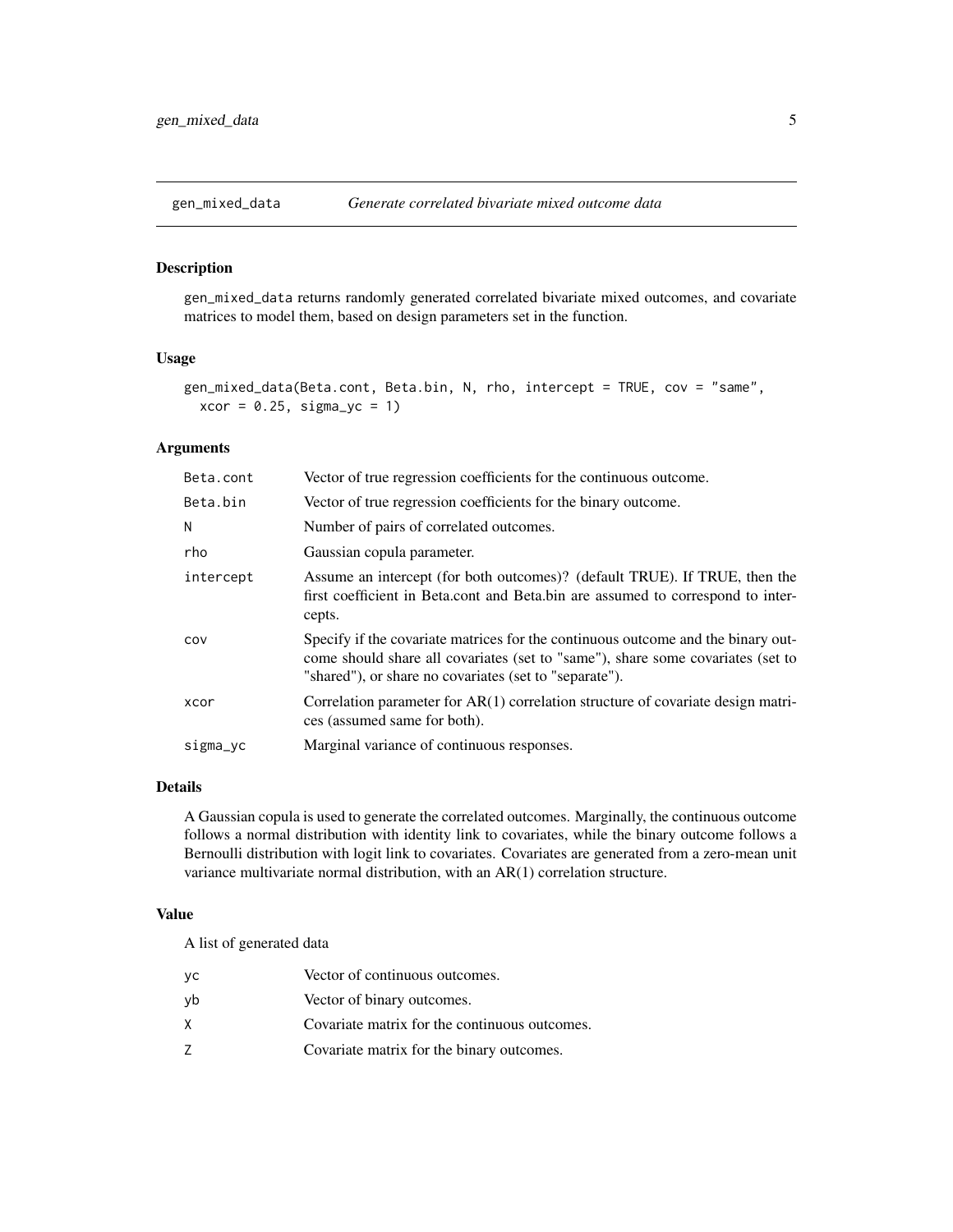# gen_mixed_data — *Generate correlated bivariate mixed outcome data*

## Description

gen_mixed_data returns randomly generated correlated bivariate mixed outcomes, and covariate matrices to model them, based on design parameters set in the function.

## Usage

```
gen_mixed_data(Beta.cont, Beta.bin, N, rho, intercept = TRUE, cov = "same",
  xcor = 0.25, sigma_yc = 1)
```

## Arguments

| | |
|---|---|
| Beta.cont | Vector of true regression coefficients for the continuous outcome. |
| Beta.bin | Vector of true regression coefficients for the binary outcome. |
| N | Number of pairs of correlated outcomes. |
| rho | Gaussian copula parameter. |
| intercept | Assume an intercept (for both outcomes)? (default TRUE). If TRUE, then the first coefficient in Beta.cont and Beta.bin are assumed to correspond to intercepts. |
| cov | Specify if the covariate matrices for the continuous outcome and the binary outcome should share all covariates (set to "same"), share some covariates (set to "shared"), or share no covariates (set to "separate"). |
| xcor | Correlation parameter for AR(1) correlation structure of covariate design matrices (assumed same for both). |
| sigma_yc | Marginal variance of continuous responses. |

## Details

A Gaussian copula is used to generate the correlated outcomes. Marginally, the continuous outcome follows a normal distribution with identity link to covariates, while the binary outcome follows a Bernoulli distribution with logit link to covariates. Covariates are generated from a zero-mean unit variance multivariate normal distribution, with an AR(1) correlation structure.

## Value

A list of generated data

| | |
|---|---|
| yc | Vector of continuous outcomes. |
| yb | Vector of binary outcomes. |
| X | Covariate matrix for the continuous outcomes. |
| Z | Covariate matrix for the binary outcomes. |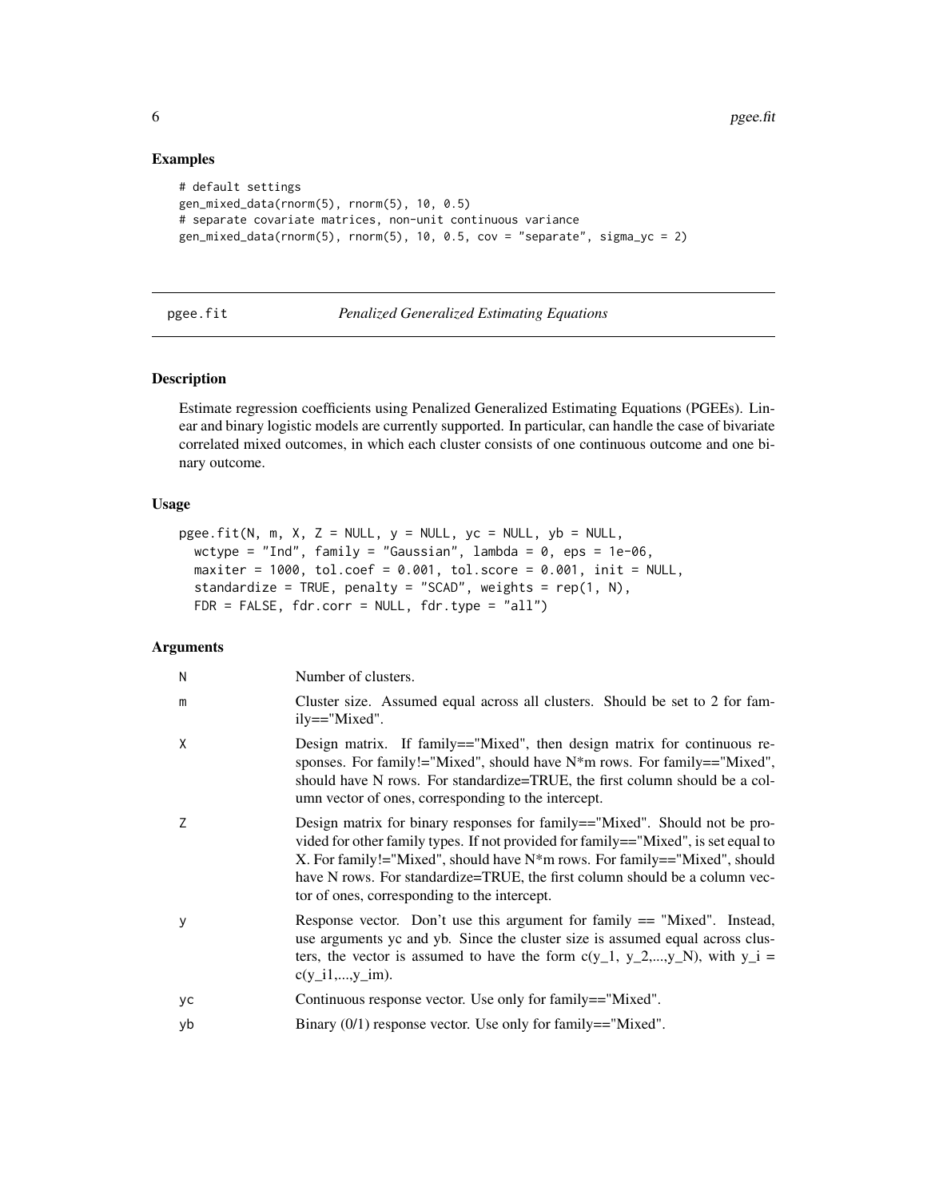## Examples

```
# default settings
gen_mixed_data(rnorm(5), rnorm(5), 10, 0.5)
# separate covariate matrices, non-unit continuous variance
gen_mixed_data(rnorm(5), rnorm(5), 10, 0.5, cov = "separate", sigma_yc = 2)
```

---

`pgee.fit` *Penalized Generalized Estimating Equations*

---

## Description

Estimate regression coefficients using Penalized Generalized Estimating Equations (PGEEs). Linear and binary logistic models are currently supported. In particular, can handle the case of bivariate correlated mixed outcomes, in which each cluster consists of one continuous outcome and one binary outcome.

## Usage

```
pgee.fit(N, m, X, Z = NULL, y = NULL, yc = NULL, yb = NULL,
  wctype = "Ind", family = "Gaussian", lambda = 0, eps = 1e-06,
  maxiter = 1000, tol.coef = 0.001, tol.score = 0.001, init = NULL,
  standardize = TRUE, penalty = "SCAD", weights = rep(1, N),
  FDR = FALSE, fdr.corr = NULL, fdr.type = "all")
```

## Arguments

| | |
|---|---|
| `N` | Number of clusters. |
| `m` | Cluster size. Assumed equal across all clusters. Should be set to 2 for family=="Mixed". |
| `X` | Design matrix. If family=="Mixed", then design matrix for continuous responses. For family!="Mixed", should have N*m rows. For family=="Mixed", should have N rows. For standardize=TRUE, the first column should be a column vector of ones, corresponding to the intercept. |
| `Z` | Design matrix for binary responses for family=="Mixed". Should not be provided for other family types. If not provided for family=="Mixed", is set equal to X. For family!="Mixed", should have N*m rows. For family=="Mixed", should have N rows. For standardize=TRUE, the first column should be a column vector of ones, corresponding to the intercept. |
| `y` | Response vector. Don't use this argument for family == "Mixed". Instead, use arguments yc and yb. Since the cluster size is assumed equal across clusters, the vector is assumed to have the form c(y_1, y_2,...,y_N), with y_i = c(y_i1,...,y_im). |
| `yc` | Continuous response vector. Use only for family=="Mixed". |
| `yb` | Binary (0/1) response vector. Use only for family=="Mixed". |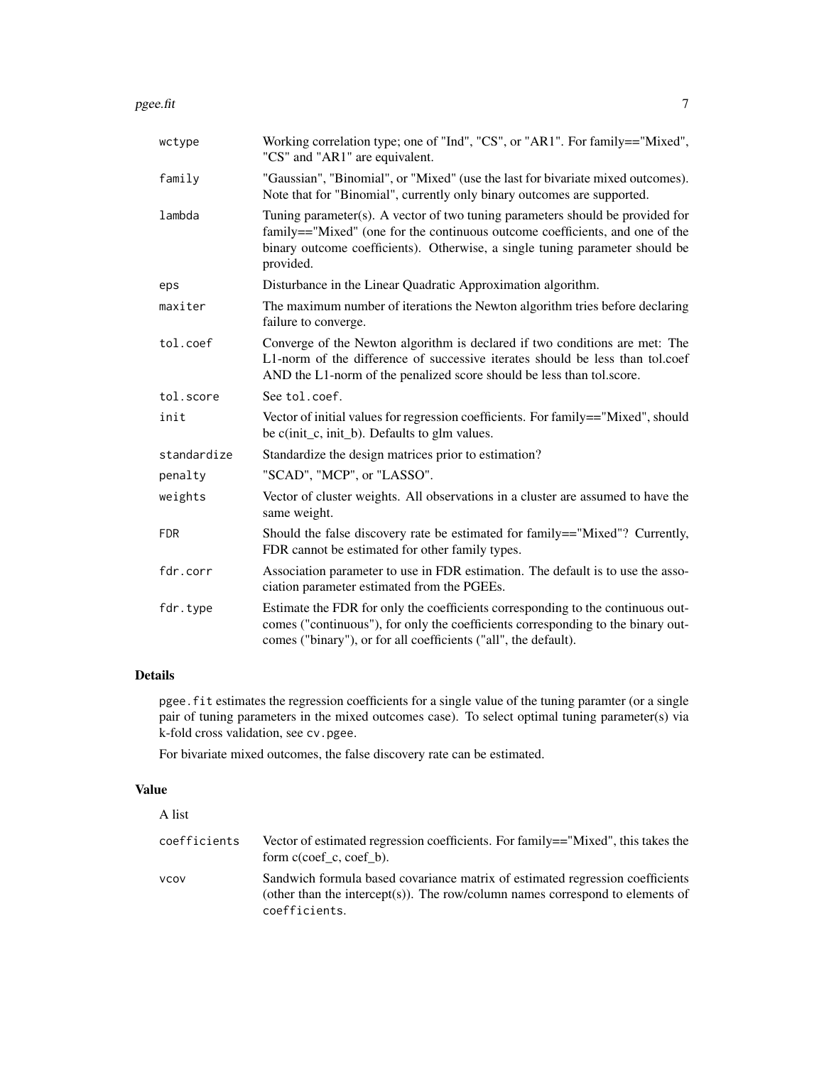| | |
|---|---|
| wctype | Working correlation type; one of "Ind", "CS", or "AR1". For family=="Mixed", "CS" and "AR1" are equivalent. |
| family | "Gaussian", "Binomial", or "Mixed" (use the last for bivariate mixed outcomes). Note that for "Binomial", currently only binary outcomes are supported. |
| lambda | Tuning parameter(s). A vector of two tuning parameters should be provided for family=="Mixed" (one for the continuous outcome coefficients, and one of the binary outcome coefficients). Otherwise, a single tuning parameter should be provided. |
| eps | Disturbance in the Linear Quadratic Approximation algorithm. |
| maxiter | The maximum number of iterations the Newton algorithm tries before declaring failure to converge. |
| tol.coef | Converge of the Newton algorithm is declared if two conditions are met: The L1-norm of the difference of successive iterates should be less than tol.coef AND the L1-norm of the penalized score should be less than tol.score. |
| tol.score | See `tol.coef`. |
| init | Vector of initial values for regression coefficients. For family=="Mixed", should be c(init_c, init_b). Defaults to glm values. |
| standardize | Standardize the design matrices prior to estimation? |
| penalty | "SCAD", "MCP", or "LASSO". |
| weights | Vector of cluster weights. All observations in a cluster are assumed to have the same weight. |
| FDR | Should the false discovery rate be estimated for family=="Mixed"? Currently, FDR cannot be estimated for other family types. |
| fdr.corr | Association parameter to use in FDR estimation. The default is to use the association parameter estimated from the PGEEs. |
| fdr.type | Estimate the FDR for only the coefficients corresponding to the continuous outcomes ("continuous"), for only the coefficients corresponding to the binary outcomes ("binary"), or for all coefficients ("all", the default). |

## Details

`pgee.fit` estimates the regression coefficients for a single value of the tuning paramter (or a single pair of tuning parameters in the mixed outcomes case). To select optimal tuning parameter(s) via k-fold cross validation, see `cv.pgee`.

For bivariate mixed outcomes, the false discovery rate can be estimated.

## Value

A list

| | |
|---|---|
| coefficients | Vector of estimated regression coefficients. For family=="Mixed", this takes the form c(coef_c, coef_b). |
| vcov | Sandwich formula based covariance matrix of estimated regression coefficients (other than the intercept(s)). The row/column names correspond to elements of `coefficients`. |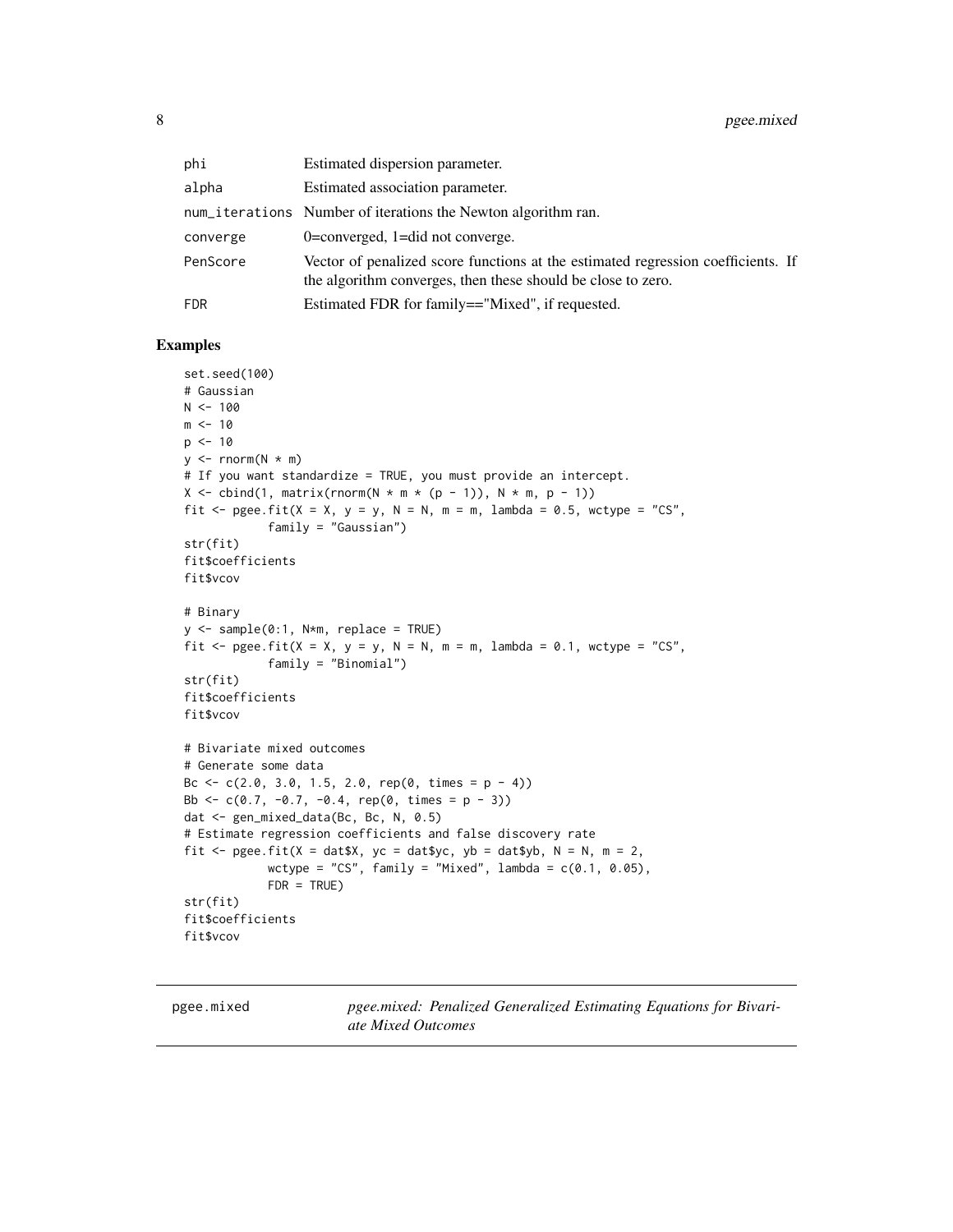| | |
|---|---|
| phi | Estimated dispersion parameter. |
| alpha | Estimated association parameter. |
| num_iterations | Number of iterations the Newton algorithm ran. |
| converge | 0=converged, 1=did not converge. |
| PenScore | Vector of penalized score functions at the estimated regression coefficients. If the algorithm converges, then these should be close to zero. |
| FDR | Estimated FDR for family=="Mixed", if requested. |

## Examples

```
set.seed(100)
# Gaussian
N <- 100
m <- 10
p <- 10
y <- rnorm(N * m)
# If you want standardize = TRUE, you must provide an intercept.
X <- cbind(1, matrix(rnorm(N * m * (p - 1)), N * m, p - 1))
fit <- pgee.fit(X = X, y = y, N = N, m = m, lambda = 0.5, wctype = "CS",
            family = "Gaussian")
str(fit)
fit$coefficients
fit$vcov

# Binary
y <- sample(0:1, N*m, replace = TRUE)
fit <- pgee.fit(X = X, y = y, N = N, m = m, lambda = 0.1, wctype = "CS",
            family = "Binomial")
str(fit)
fit$coefficients
fit$vcov

# Bivariate mixed outcomes
# Generate some data
Bc <- c(2.0, 3.0, 1.5, 2.0, rep(0, times = p - 4))
Bb <- c(0.7, -0.7, -0.4, rep(0, times = p - 3))
dat <- gen_mixed_data(Bc, Bc, N, 0.5)
# Estimate regression coefficients and false discovery rate
fit <- pgee.fit(X = dat$X, yc = dat$yc, yb = dat$yb, N = N, m = 2,
            wctype = "CS", family = "Mixed", lambda = c(0.1, 0.05),
            FDR = TRUE)
str(fit)
fit$coefficients
fit$vcov
```

---

pgee.mixed *pgee.mixed: Penalized Generalized Estimating Equations for Bivariate Mixed Outcomes*

---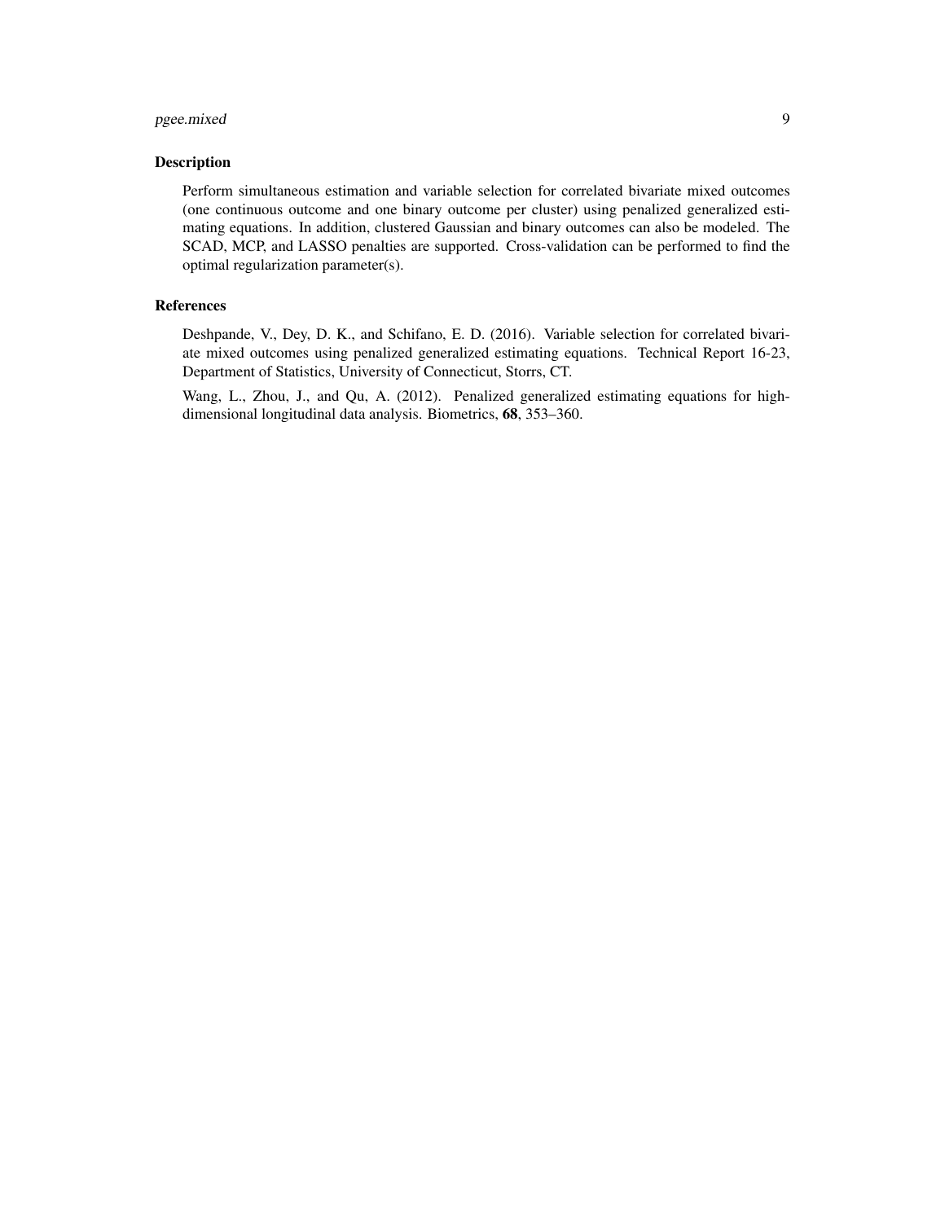## Description

Perform simultaneous estimation and variable selection for correlated bivariate mixed outcomes (one continuous outcome and one binary outcome per cluster) using penalized generalized estimating equations. In addition, clustered Gaussian and binary outcomes can also be modeled. The SCAD, MCP, and LASSO penalties are supported. Cross-validation can be performed to find the optimal regularization parameter(s).

## References

Deshpande, V., Dey, D. K., and Schifano, E. D. (2016). Variable selection for correlated bivariate mixed outcomes using penalized generalized estimating equations. Technical Report 16-23, Department of Statistics, University of Connecticut, Storrs, CT.

Wang, L., Zhou, J., and Qu, A. (2012). Penalized generalized estimating equations for high-dimensional longitudinal data analysis. Biometrics, **68**, 353–360.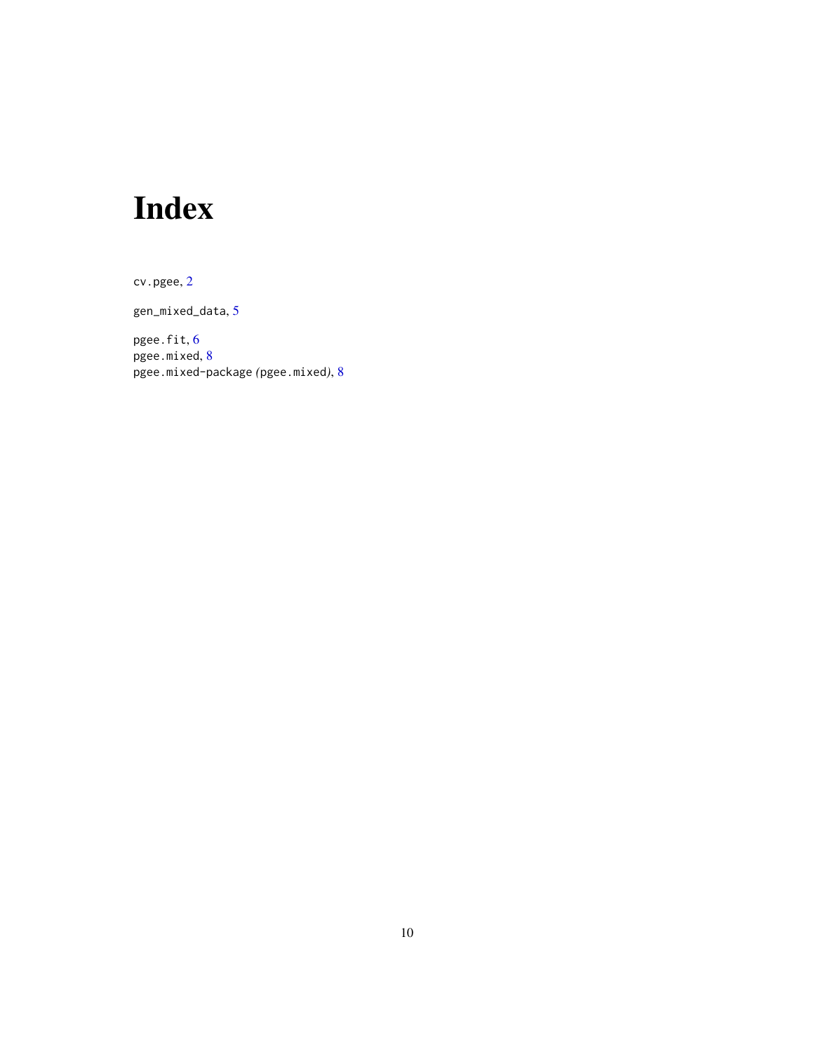# Index

cv.pgee, 2

gen_mixed_data, 5

pgee.fit, 6
pgee.mixed, 8
pgee.mixed-package (pgee.mixed), 8